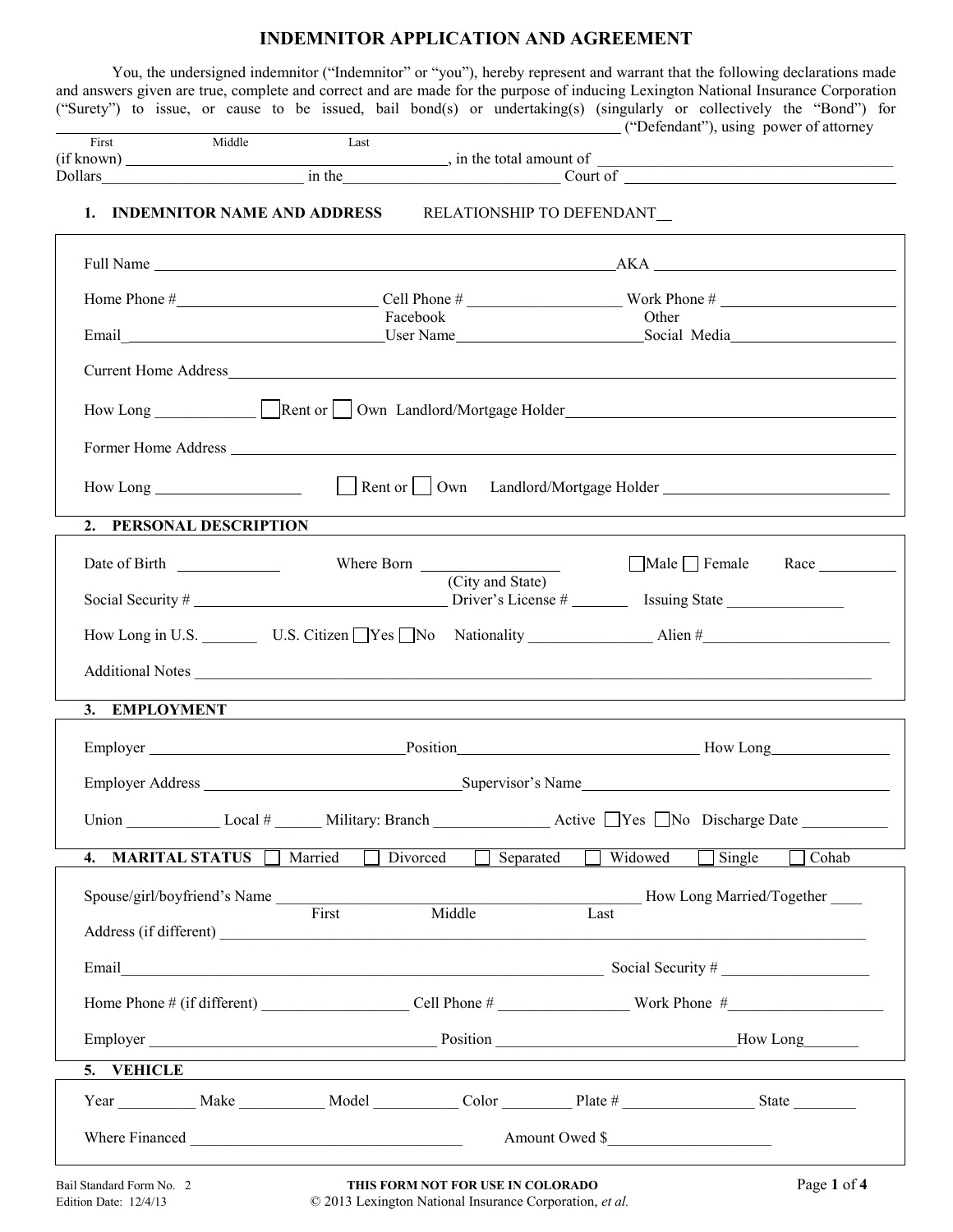# INDEMNITOR APPLICATION AND AGREEMENT

You, the undersigned indemnitor ("Indemnitor" or "you"), hereby represent and warrant that the following declarations made and answers given are true, complete and correct and are made for the purpose of inducing Lexington National Insurance Corporation ("Surety") to issue, or cause to be issued, bail bond(s) or undertaking(s) (singularly or collectively the "Bond") for ______________________________ ("Defendant"), using power of attorney

First Middle Last

(if known) ____________________, in the total amount of ____________________ Dollars____________________ in the____________________ Court of ____________________

## 1. INDEMNITOR NAME AND ADDRESS

RELATIONSHIP TO DEFENDANT__

Full Name ____________________ AKA ____________________

Home Phone #____________________ Cell Phone # ____________________ Work Phone # ____________________

Email____________________ Facebook User Name____________________ Other Social Media____________________

Current Home Address____________________

How Long ____________ ☐ Rent or ☐ Own Landlord/Mortgage Holder____________________

Former Home Address ____________________

How Long ____________ ☐ Rent or ☐ Own Landlord/Mortgage Holder ____________________

## 2. PERSONAL DESCRIPTION

Date of Birth ____________ Where Born ____________ (City and State) ☐ Male ☐ Female Race ________

Social Security # ____________________ Driver's License # ________ Issuing State ____________

How Long in U.S. _______ U.S. Citizen ☐ Yes ☐ No Nationality ____________ Alien #____________________

Additional Notes ____________________

## 3. EMPLOYMENT

Employer ____________________ Position____________________ How Long____________

Employer Address ____________________ Supervisor's Name____________________

Union ____________ Local # ______ Military: Branch ____________ Active ☐ Yes ☐ No Discharge Date ____________

## 4. MARITAL STATUS ☐ Married ☐ Divorced ☐ Separated ☐ Widowed ☐ Single ☐ Cohab

Spouse/girl/boyfriend's Name ____________________ How Long Married/Together ____

First Middle Last

Address (if different) ____________________

Email____________________ Social Security # ____________________

Home Phone # (if different) ____________ Cell Phone # ____________ Work Phone #____________

Employer ____________________ Position ____________________ How Long_______

## 5. VEHICLE

Year _________ Make ___________ Model ___________ Color _________ Plate # ____________ State ________

Where Financed ____________________ Amount Owed $____________________

Bail Standard Form No. 2
Edition Date: 12/4/13

THIS FORM NOT FOR USE IN COLORADO
© 2013 Lexington National Insurance Corporation, *et al.*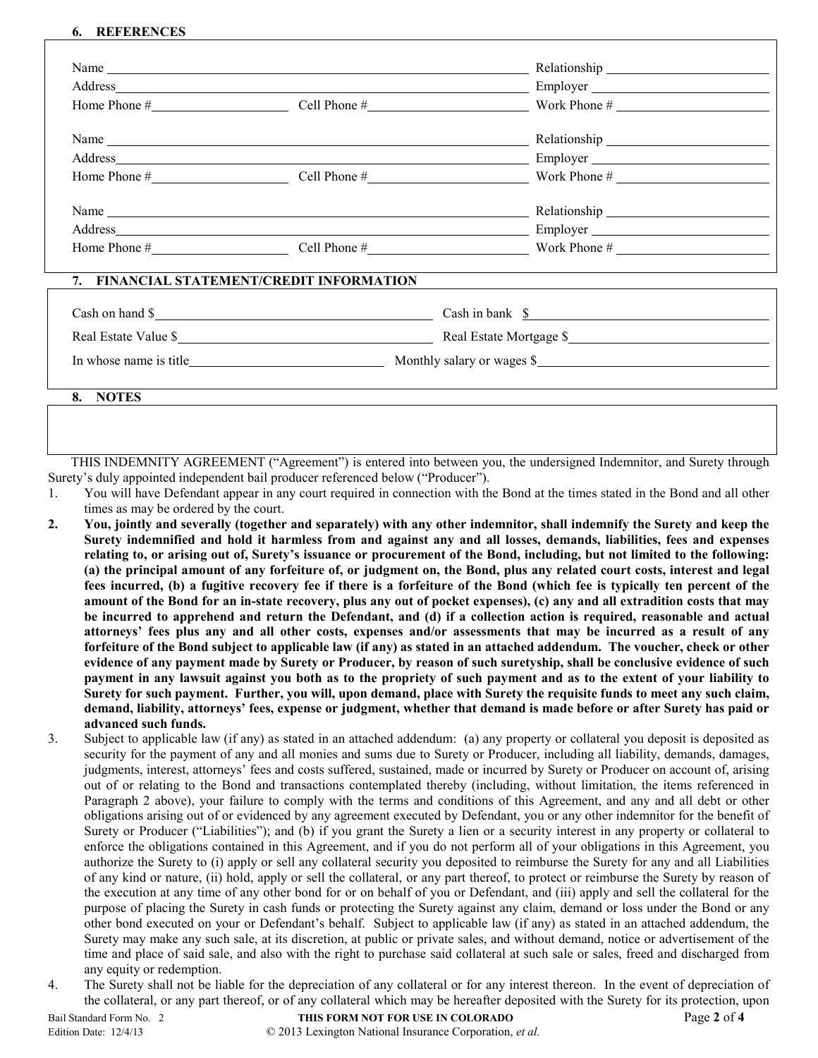## 6. REFERENCES

Name ______________________________ Relationship ______________
Address ______________________________ Employer ______________
Home Phone # ____________ Cell Phone # ____________ Work Phone # ____________

Name ______________________________ Relationship ______________
Address ______________________________ Employer ______________
Home Phone # ____________ Cell Phone # ____________ Work Phone # ____________

Name ______________________________ Relationship ______________
Address ______________________________ Employer ______________
Home Phone # ____________ Cell Phone # ____________ Work Phone # ____________

## 7. FINANCIAL STATEMENT/CREDIT INFORMATION

Cash on hand $ ____________ Cash in bank $ ____________

Real Estate Value $ ____________ Real Estate Mortgage $ ____________

In whose name is title ____________ Monthly salary or wages $ ____________

## 8. NOTES

THIS INDEMNITY AGREEMENT ("Agreement") is entered into between you, the undersigned Indemnitor, and Surety through Surety's duly appointed independent bail producer referenced below ("Producer").

1. You will have Defendant appear in any court required in connection with the Bond at the times stated in the Bond and all other times as may be ordered by the court.
2. **You, jointly and severally (together and separately) with any other indemnitor, shall indemnify the Surety and keep the Surety indemnified and hold it harmless from and against any and all losses, demands, liabilities, fees and expenses relating to, or arising out of, Surety's issuance or procurement of the Bond, including, but not limited to the following: (a) the principal amount of any forfeiture of, or judgment on, the Bond, plus any related court costs, interest and legal fees incurred, (b) a fugitive recovery fee if there is a forfeiture of the Bond (which fee is typically ten percent of the amount of the Bond for an in-state recovery, plus any out of pocket expenses), (c) any and all extradition costs that may be incurred to apprehend and return the Defendant, and (d) if a collection action is required, reasonable and actual attorneys' fees plus any and all other costs, expenses and/or assessments that may be incurred as a result of any forfeiture of the Bond subject to applicable law (if any) as stated in an attached addendum. The voucher, check or other evidence of any payment made by Surety or Producer, by reason of such suretyship, shall be conclusive evidence of such payment in any lawsuit against you both as to the propriety of such payment and as to the extent of your liability to Surety for such payment. Further, you will, upon demand, place with Surety the requisite funds to meet any such claim, demand, liability, attorneys' fees, expense or judgment, whether that demand is made before or after Surety has paid or advanced such funds.**
3. Subject to applicable law (if any) as stated in an attached addendum: (a) any property or collateral you deposit is deposited as security for the payment of any and all monies and sums due to Surety or Producer, including all liability, demands, damages, judgments, interest, attorneys' fees and costs suffered, sustained, made or incurred by Surety or Producer on account of, arising out of or relating to the Bond and transactions contemplated thereby (including, without limitation, the items referenced in Paragraph 2 above), your failure to comply with the terms and conditions of this Agreement, and any and all debt or other obligations arising out of or evidenced by any agreement executed by Defendant, you or any other indemnitor for the benefit of Surety or Producer ("Liabilities"); and (b) if you grant the Surety a lien or a security interest in any property or collateral to enforce the obligations contained in this Agreement, and if you do not perform all of your obligations in this Agreement, you authorize the Surety to (i) apply or sell any collateral security you deposited to reimburse the Surety for any and all Liabilities of any kind or nature, (ii) hold, apply or sell the collateral, or any part thereof, to protect or reimburse the Surety by reason of the execution at any time of any other bond for or on behalf of you or Defendant, and (iii) apply and sell the collateral for the purpose of placing the Surety in cash funds or protecting the Surety against any claim, demand or loss under the Bond or any other bond executed on your or Defendant's behalf. Subject to applicable law (if any) as stated in an attached addendum, the Surety may make any such sale, at its discretion, at public or private sales, and without demand, notice or advertisement of the time and place of said sale, and also with the right to purchase said collateral at such sale or sales, freed and discharged from any equity or redemption.
4. The Surety shall not be liable for the depreciation of any collateral or for any interest thereon. In the event of depreciation of the collateral, or any part thereof, or of any collateral which may be hereafter deposited with the Surety for its protection, upon

Bail Standard Form No. 2
Edition Date: 12/4/13

**THIS FORM NOT FOR USE IN COLORADO**
© 2013 Lexington National Insurance Corporation, *et al.*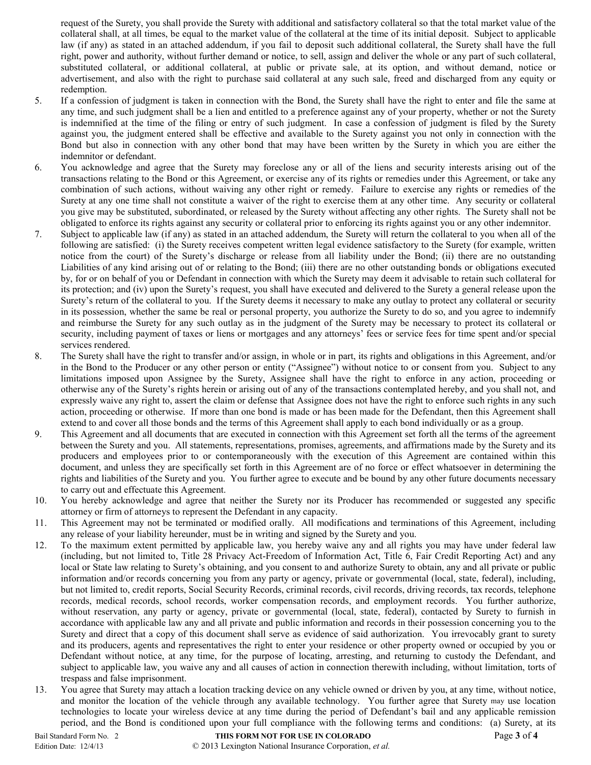request of the Surety, you shall provide the Surety with additional and satisfactory collateral so that the total market value of the collateral shall, at all times, be equal to the market value of the collateral at the time of its initial deposit. Subject to applicable law (if any) as stated in an attached addendum, if you fail to deposit such additional collateral, the Surety shall have the full right, power and authority, without further demand or notice, to sell, assign and deliver the whole or any part of such collateral, substituted collateral, or additional collateral, at public or private sale, at its option, and without demand, notice or advertisement, and also with the right to purchase said collateral at any such sale, freed and discharged from any equity or redemption.

5. If a confession of judgment is taken in connection with the Bond, the Surety shall have the right to enter and file the same at any time, and such judgment shall be a lien and entitled to a preference against any of your property, whether or not the Surety is indemnified at the time of the filing or entry of such judgment. In case a confession of judgment is filed by the Surety against you, the judgment entered shall be effective and available to the Surety against you not only in connection with the Bond but also in connection with any other bond that may have been written by the Surety in which you are either the indemnitor or defendant.
6. You acknowledge and agree that the Surety may foreclose any or all of the liens and security interests arising out of the transactions relating to the Bond or this Agreement, or exercise any of its rights or remedies under this Agreement, or take any combination of such actions, without waiving any other right or remedy. Failure to exercise any rights or remedies of the Surety at any one time shall not constitute a waiver of the right to exercise them at any other time. Any security or collateral you give may be substituted, subordinated, or released by the Surety without affecting any other rights. The Surety shall not be obligated to enforce its rights against any security or collateral prior to enforcing its rights against you or any other indemnitor.
7. Subject to applicable law (if any) as stated in an attached addendum, the Surety will return the collateral to you when all of the following are satisfied: (i) the Surety receives competent written legal evidence satisfactory to the Surety (for example, written notice from the court) of the Surety's discharge or release from all liability under the Bond; (ii) there are no outstanding Liabilities of any kind arising out of or relating to the Bond; (iii) there are no other outstanding bonds or obligations executed by, for or on behalf of you or Defendant in connection with which the Surety may deem it advisable to retain such collateral for its protection; and (iv) upon the Surety's request, you shall have executed and delivered to the Surety a general release upon the Surety's return of the collateral to you. If the Surety deems it necessary to make any outlay to protect any collateral or security in its possession, whether the same be real or personal property, you authorize the Surety to do so, and you agree to indemnify and reimburse the Surety for any such outlay as in the judgment of the Surety may be necessary to protect its collateral or security, including payment of taxes or liens or mortgages and any attorneys' fees or service fees for time spent and/or special services rendered.
8. The Surety shall have the right to transfer and/or assign, in whole or in part, its rights and obligations in this Agreement, and/or in the Bond to the Producer or any other person or entity ("Assignee") without notice to or consent from you. Subject to any limitations imposed upon Assignee by the Surety, Assignee shall have the right to enforce in any action, proceeding or otherwise any of the Surety's rights herein or arising out of any of the transactions contemplated hereby, and you shall not, and expressly waive any right to, assert the claim or defense that Assignee does not have the right to enforce such rights in any such action, proceeding or otherwise. If more than one bond is made or has been made for the Defendant, then this Agreement shall extend to and cover all those bonds and the terms of this Agreement shall apply to each bond individually or as a group.
9. This Agreement and all documents that are executed in connection with this Agreement set forth all the terms of the agreement between the Surety and you. All statements, representations, promises, agreements, and affirmations made by the Surety and its producers and employees prior to or contemporaneously with the execution of this Agreement are contained within this document, and unless they are specifically set forth in this Agreement are of no force or effect whatsoever in determining the rights and liabilities of the Surety and you. You further agree to execute and be bound by any other future documents necessary to carry out and effectuate this Agreement.
10. You hereby acknowledge and agree that neither the Surety nor its Producer has recommended or suggested any specific attorney or firm of attorneys to represent the Defendant in any capacity.
11. This Agreement may not be terminated or modified orally. All modifications and terminations of this Agreement, including any release of your liability hereunder, must be in writing and signed by the Surety and you.
12. To the maximum extent permitted by applicable law, you hereby waive any and all rights you may have under federal law (including, but not limited to, Title 28 Privacy Act-Freedom of Information Act, Title 6, Fair Credit Reporting Act) and any local or State law relating to Surety's obtaining, and you consent to and authorize Surety to obtain, any and all private or public information and/or records concerning you from any party or agency, private or governmental (local, state, federal), including, but not limited to, credit reports, Social Security Records, criminal records, civil records, driving records, tax records, telephone records, medical records, school records, worker compensation records, and employment records. You further authorize, without reservation, any party or agency, private or governmental (local, state, federal), contacted by Surety to furnish in accordance with applicable law any and all private and public information and records in their possession concerning you to the Surety and direct that a copy of this document shall serve as evidence of said authorization. You irrevocably grant to surety and its producers, agents and representatives the right to enter your residence or other property owned or occupied by you or Defendant without notice, at any time, for the purpose of locating, arresting, and returning to custody the Defendant, and subject to applicable law, you waive any and all causes of action in connection therewith including, without limitation, torts of trespass and false imprisonment.
13. You agree that Surety may attach a location tracking device on any vehicle owned or driven by you, at any time, without notice, and monitor the location of the vehicle through any available technology. You further agree that Surety may use location technologies to locate your wireless device at any time during the period of Defendant's bail and any applicable remission period, and the Bond is conditioned upon your full compliance with the following terms and conditions: (a) Surety, at its

Bail Standard Form No. 2
Edition Date: 12/4/13

**THIS FORM NOT FOR USE IN COLORADO**

© 2013 Lexington National Insurance Corporation, *et al.*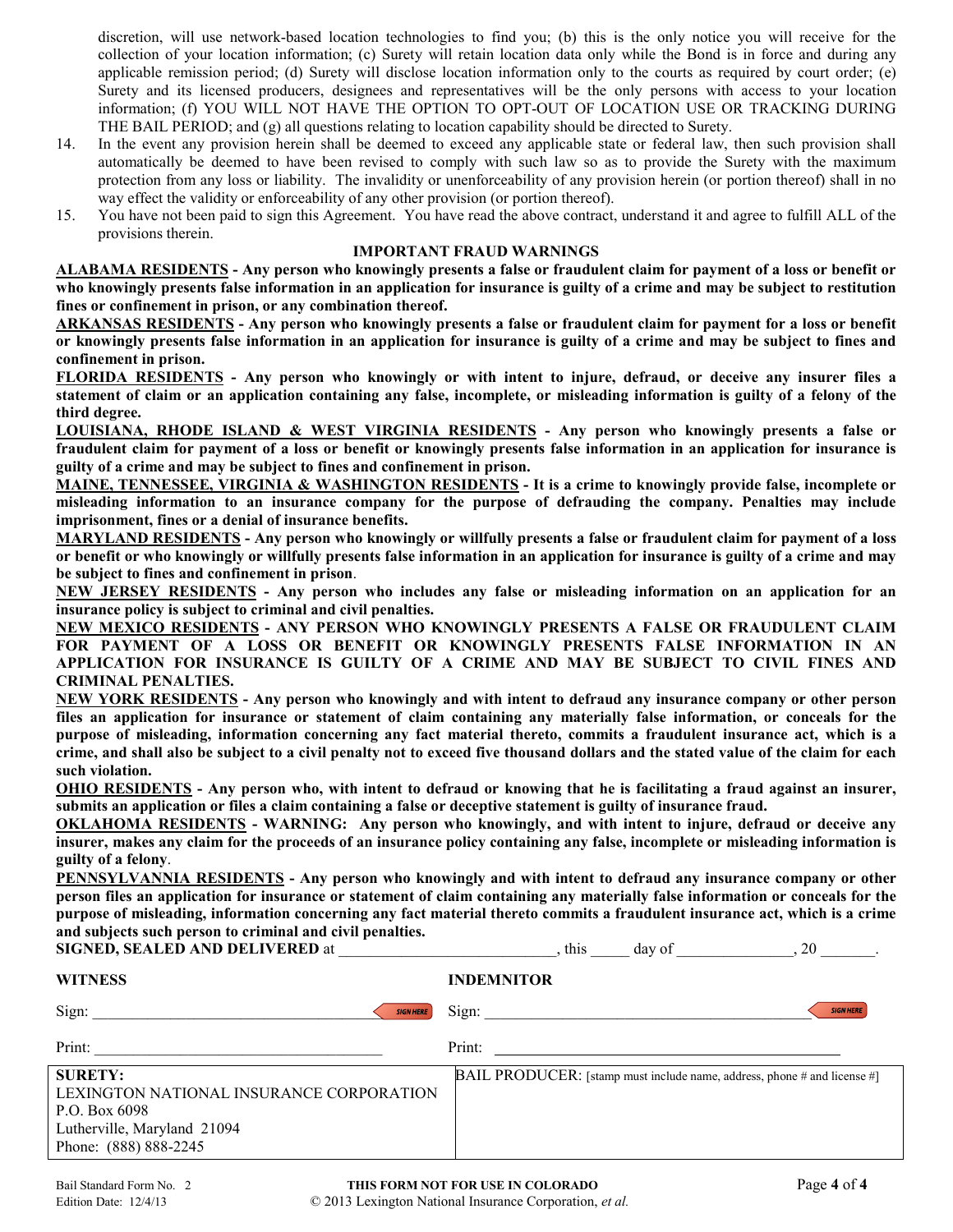discretion, will use network-based location technologies to find you; (b) this is the only notice you will receive for the collection of your location information; (c) Surety will retain location data only while the Bond is in force and during any applicable remission period; (d) Surety will disclose location information only to the courts as required by court order; (e) Surety and its licensed producers, designees and representatives will be the only persons with access to your location information; (f) YOU WILL NOT HAVE THE OPTION TO OPT-OUT OF LOCATION USE OR TRACKING DURING THE BAIL PERIOD; and (g) all questions relating to location capability should be directed to Surety.

14. In the event any provision herein shall be deemed to exceed any applicable state or federal law, then such provision shall automatically be deemed to have been revised to comply with such law so as to provide the Surety with the maximum protection from any loss or liability. The invalidity or unenforceability of any provision herein (or portion thereof) shall in no way effect the validity or enforceability of any other provision (or portion thereof).
15. You have not been paid to sign this Agreement. You have read the above contract, understand it and agree to fulfill ALL of the provisions therein.

## IMPORTANT FRAUD WARNINGS

**ALABAMA RESIDENTS - Any person who knowingly presents a false or fraudulent claim for payment of a loss or benefit or who knowingly presents false information in an application for insurance is guilty of a crime and may be subject to restitution fines or confinement in prison, or any combination thereof.**

**ARKANSAS RESIDENTS - Any person who knowingly presents a false or fraudulent claim for payment for a loss or benefit or knowingly presents false information in an application for insurance is guilty of a crime and may be subject to fines and confinement in prison.**

**FLORIDA RESIDENTS - Any person who knowingly or with intent to injure, defraud, or deceive any insurer files a statement of claim or an application containing any false, incomplete, or misleading information is guilty of a felony of the third degree.**

**LOUISIANA, RHODE ISLAND & WEST VIRGINIA RESIDENTS - Any person who knowingly presents a false or fraudulent claim for payment of a loss or benefit or knowingly presents false information in an application for insurance is guilty of a crime and may be subject to fines and confinement in prison.**

**MAINE, TENNESSEE, VIRGINIA & WASHINGTON RESIDENTS - It is a crime to knowingly provide false, incomplete or misleading information to an insurance company for the purpose of defrauding the company. Penalties may include imprisonment, fines or a denial of insurance benefits.**

**MARYLAND RESIDENTS - Any person who knowingly or willfully presents a false or fraudulent claim for payment of a loss or benefit or who knowingly or willfully presents false information in an application for insurance is guilty of a crime and may be subject to fines and confinement in prison.**

**NEW JERSEY RESIDENTS - Any person who includes any false or misleading information on an application for an insurance policy is subject to criminal and civil penalties.**

**NEW MEXICO RESIDENTS - ANY PERSON WHO KNOWINGLY PRESENTS A FALSE OR FRAUDULENT CLAIM FOR PAYMENT OF A LOSS OR BENEFIT OR KNOWINGLY PRESENTS FALSE INFORMATION IN AN APPLICATION FOR INSURANCE IS GUILTY OF A CRIME AND MAY BE SUBJECT TO CIVIL FINES AND CRIMINAL PENALTIES.**

**NEW YORK RESIDENTS - Any person who knowingly and with intent to defraud any insurance company or other person files an application for insurance or statement of claim containing any materially false information, or conceals for the purpose of misleading, information concerning any fact material thereto, commits a fraudulent insurance act, which is a crime, and shall also be subject to a civil penalty not to exceed five thousand dollars and the stated value of the claim for each such violation.**

**OHIO RESIDENTS - Any person who, with intent to defraud or knowing that he is facilitating a fraud against an insurer, submits an application or files a claim containing a false or deceptive statement is guilty of insurance fraud.**

**OKLAHOMA RESIDENTS - WARNING: Any person who knowingly, and with intent to injure, defraud or deceive any insurer, makes any claim for the proceeds of an insurance policy containing any false, incomplete or misleading information is guilty of a felony.**

**PENNSYLVANNIA RESIDENTS - Any person who knowingly and with intent to defraud any insurance company or other person files an application for insurance or statement of claim containing any materially false information or conceals for the purpose of misleading, information concerning any fact material thereto commits a fraudulent insurance act, which is a crime and subjects such person to criminal and civil penalties.**

**SIGNED, SEALED AND DELIVERED** at ____________________________, this _____ day of ______________, 20 _______.

| WITNESS | INDEMNITOR |
|---|---|
| Sign: ________________________________ SIGN HERE | Sign: ________________________________ SIGN HERE |
| Print: ________________________________ | Print: ________________________________ |

| | |
|---|---|
| **SURETY:**<br>LEXINGTON NATIONAL INSURANCE CORPORATION<br>P.O. Box 6098<br>Lutherville, Maryland 21094<br>Phone: (888) 888-2245 | BAIL PRODUCER: [stamp must include name, address, phone # and license #] |

Bail Standard Form No. 2
Edition Date: 12/4/13

**THIS FORM NOT FOR USE IN COLORADO**
© 2013 Lexington National Insurance Corporation, *et al.*